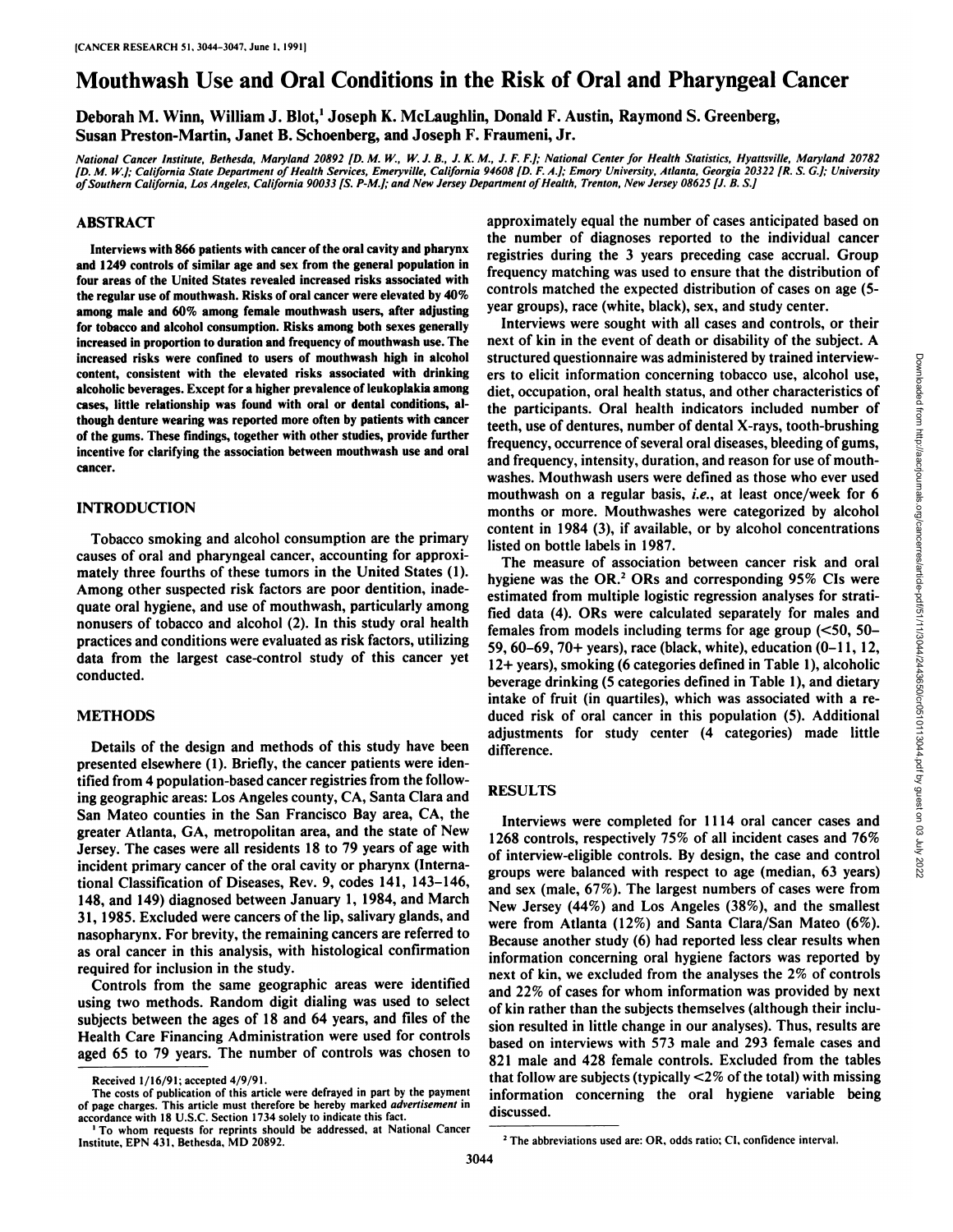# Mouthwash Use and Oral Conditions in the Risk of Oral and Pharyngeal Cancer

Deborah M. Winn, William J. Blot,[1] Joseph K. McLaughlin, Donald F. Austin, Raymond S. Greenberg, Susan Preston-Martin, Janet B. Schoenberg, and Joseph F. Fraumeni, Jr.

*National Cancer Institute, Bethesda, Maryland 20892 [D. M. W., W. J. B., J. K. M., J. F. F.]; National Center for Health Statistics, Hyattsville, Maryland 20782 [D. M. W.]; California State Department of Health Services, Emeryville, California 94608 [D. F. A.]; Emory University, Atlanta, Georgia 20322 [R. S. G.]; University of Southern California, Los Angeles, California 90033 [S. P-M.]; and New Jersey Department of Health, Trenton, New Jersey 08625 [J. B. S.]*

## ABSTRACT

Interviews with 866 patients with cancer of the oral cavity and pharynx and 1249 controls of similar age and sex from the general population in four areas of the United States revealed increased risks associated with the regular use of mouthwash. Risks of oral cancer were elevated by 40% among male and 60% among female mouthwash users, after adjusting for tobacco and alcohol consumption. Risks among both sexes generally increased in proportion to duration and frequency of mouthwash use. The increased risks were confined to users of mouthwash high in alcohol content, consistent with the elevated risks associated with drinking alcoholic beverages. Except for a higher prevalence of leukoplakia among cases, little relationship was found with oral or dental conditions, although denture wearing was reported more often by patients with cancer of the gums. These findings, together with other studies, provide further incentive for clarifying the association between mouthwash use and oral cancer.

## INTRODUCTION

Tobacco smoking and alcohol consumption are the primary causes of oral and pharyngeal cancer, accounting for approximately three fourths of these tumors in the United States (1). Among other suspected risk factors are poor dentition, inadequate oral hygiene, and use of mouthwash, particularly among nonusers of tobacco and alcohol (2). In this study oral health practices and conditions were evaluated as risk factors, utilizing data from the largest case-control study of this cancer yet conducted.

## METHODS

Details of the design and methods of this study have been presented elsewhere (1). Briefly, the cancer patients were identified from 4 population-based cancer registries from the following geographic areas: Los Angeles county, CA, Santa Clara and San Mateo counties in the San Francisco Bay area, CA, the greater Atlanta, GA, metropolitan area, and the state of New Jersey. The cases were all residents 18 to 79 years of age with incident primary cancer of the oral cavity or pharynx (International Classification of Diseases, Rev. 9, codes 141, 143–146, 148, and 149) diagnosed between January 1, 1984, and March 31, 1985. Excluded were cancers of the lip, salivary glands, and nasopharynx. For brevity, the remaining cancers are referred to as oral cancer in this analysis, with histological confirmation required for inclusion in the study.

Controls from the same geographic areas were identified using two methods. Random digit dialing was used to select subjects between the ages of 18 and 64 years, and files of the Health Care Financing Administration were used for controls aged 65 to 79 years. The number of controls was chosen to approximately equal the number of cases anticipated based on the number of diagnoses reported to the individual cancer registries during the 3 years preceding case accrual. Group frequency matching was used to ensure that the distribution of controls matched the expected distribution of cases on age (5-year groups), race (white, black), sex, and study center.

Interviews were sought with all cases and controls, or their next of kin in the event of death or disability of the subject. A structured questionnaire was administered by trained interviewers to elicit information concerning tobacco use, alcohol use, diet, occupation, oral health status, and other characteristics of the participants. Oral health indicators included number of teeth, use of dentures, number of dental X-rays, tooth-brushing frequency, occurrence of several oral diseases, bleeding of gums, and frequency, intensity, duration, and reason for use of mouthwashes. Mouthwash users were defined as those who ever used mouthwash on a regular basis, *i.e.*, at least once/week for 6 months or more. Mouthwashes were categorized by alcohol content in 1984 (3), if available, or by alcohol concentrations listed on bottle labels in 1987.

The measure of association between cancer risk and oral hygiene was the OR.[2] ORs and corresponding 95% CIs were estimated from multiple logistic regression analyses for stratified data (4). ORs were calculated separately for males and females from models including terms for age group (<50, 50–59, 60–69, 70+ years), race (black, white), education (0–11, 12, 12+ years), smoking (6 categories defined in Table 1), alcoholic beverage drinking (5 categories defined in Table 1), and dietary intake of fruit (in quartiles), which was associated with a reduced risk of oral cancer in this population (5). Additional adjustments for study center (4 categories) made little difference.

## RESULTS

Interviews were completed for 1114 oral cancer cases and 1268 controls, respectively 75% of all incident cases and 76% of interview-eligible controls. By design, the case and control groups were balanced with respect to age (median, 63 years) and sex (male, 67%). The largest numbers of cases were from New Jersey (44%) and Los Angeles (38%), and the smallest were from Atlanta (12%) and Santa Clara/San Mateo (6%). Because another study (6) had reported less clear results when information concerning oral hygiene factors was reported by next of kin, we excluded from the analyses the 2% of controls and 22% of cases for whom information was provided by next of kin rather than the subjects themselves (although their inclusion resulted in little change in our analyses). Thus, results are based on interviews with 573 male and 293 female cases and 821 male and 428 female controls. Excluded from the tables that follow are subjects (typically <2% of the total) with missing information concerning the oral hygiene variable being discussed.

Received 1/16/91; accepted 4/9/91.

The costs of publication of this article were defrayed in part by the payment of page charges. This article must therefore be hereby marked *advertisement* in accordance with 18 U.S.C. Section 1734 solely to indicate this fact.

[1] To whom requests for reprints should be addressed, at National Cancer Institute, EPN 431, Bethesda, MD 20892.

[2] The abbreviations used are: OR, odds ratio; CI, confidence interval.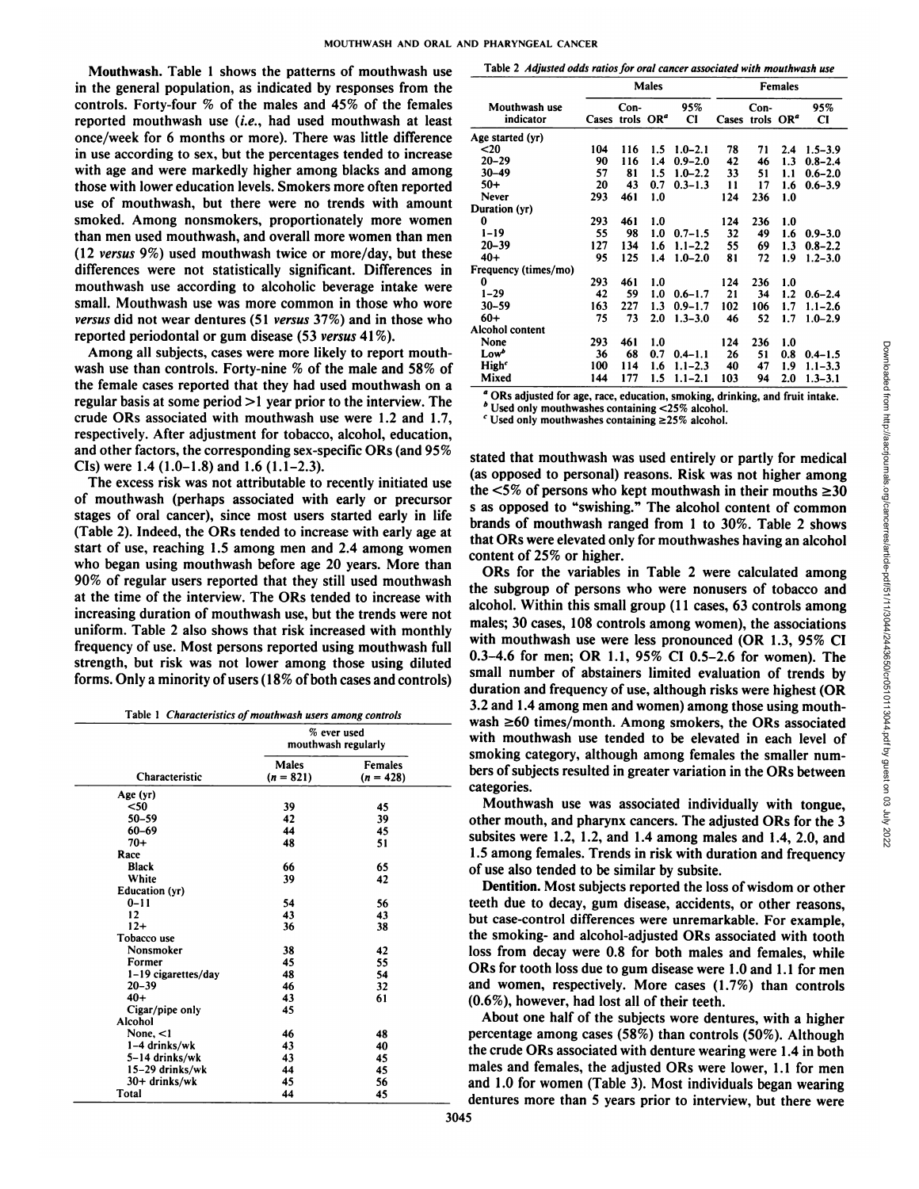**Mouthwash.** Table 1 shows the patterns of mouthwash use in the general population, as indicated by responses from the controls. Forty-four % of the males and 45% of the females reported mouthwash use (*i.e.*, had used mouthwash at least once/week for 6 months or more). There was little difference in use according to sex, but the percentages tended to increase with age and were markedly higher among blacks and among those with lower education levels. Smokers more often reported use of mouthwash, but there were no trends with amount smoked. Among nonsmokers, proportionately more women than men used mouthwash, and overall more women than men (12 *versus* 9%) used mouthwash twice or more/day, but these differences were not statistically significant. Differences in mouthwash use according to alcoholic beverage intake were small. Mouthwash use was more common in those who wore *versus* did not wear dentures (51 *versus* 37%) and in those who reported periodontal or gum disease (53 *versus* 41%).

Among all subjects, cases were more likely to report mouthwash use than controls. Forty-nine % of the male and 58% of the female cases reported that they had used mouthwash on a regular basis at some period >1 year prior to the interview. The crude ORs associated with mouthwash use were 1.2 and 1.7, respectively. After adjustment for tobacco, alcohol, education, and other factors, the corresponding sex-specific ORs (and 95% CIs) were 1.4 (1.0–1.8) and 1.6 (1.1–2.3).

The excess risk was not attributable to recently initiated use of mouthwash (perhaps associated with early or precursor stages of oral cancer), since most users started early in life (Table 2). Indeed, the ORs tended to increase with early age at start of use, reaching 1.5 among men and 2.4 among women who began using mouthwash before age 20 years. More than 90% of regular users reported that they still used mouthwash at the time of the interview. The ORs tended to increase with increasing duration of mouthwash use, but the trends were not uniform. Table 2 also shows that risk increased with monthly frequency of use. Most persons reported using mouthwash full strength, but risk was not lower among those using diluted forms. Only a minority of users (18% of both cases and controls) stated that mouthwash was used entirely or partly for medical (as opposed to personal) reasons. Risk was not higher among the <5% of persons who kept mouthwash in their mouths ≥30 s as opposed to "swishing." The alcohol content of common brands of mouthwash ranged from 1 to 30%. Table 2 shows that ORs were elevated only for mouthwashes having an alcohol content of 25% or higher.

Table 1 *Characteristics of mouthwash users among controls*

| Characteristic | % ever used mouthwash regularly | |
|---|---|---|
| | Males ($n$ = 821) | Females ($n$ = 428) |
| **Age (yr)** | | |
| <50 | 39 | 45 |
| 50–59 | 42 | 39 |
| 60–69 | 44 | 45 |
| 70+ | 48 | 51 |
| **Race** | | |
| Black | 66 | 65 |
| White | 39 | 42 |
| **Education (yr)** | | |
| 0–11 | 54 | 56 |
| 12 | 43 | 43 |
| 12+ | 36 | 38 |
| **Tobacco use** | | |
| Nonsmoker | 38 | 42 |
| Former | 45 | 55 |
| 1–19 cigarettes/day | 48 | 54 |
| 20–39 | 46 | 32 |
| 40+ | 43 | 61 |
| Cigar/pipe only | 45 | |
| **Alcohol** | | |
| None, <1 | 46 | 48 |
| 1–4 drinks/wk | 43 | 40 |
| 5–14 drinks/wk | 43 | 45 |
| 15–29 drinks/wk | 44 | 45 |
| 30+ drinks/wk | 45 | 56 |
| Total | 44 | 45 |

Table 2 *Adjusted odds ratios for oral cancer associated with mouthwash use*

| Mouthwash use indicator | Males | | | | Females | | | |
|---|---|---|---|---|---|---|---|---|
| | Cases | Controls | OR[a] | 95% CI | Cases | Controls | OR[a] | 95% CI |
| **Age started (yr)** | | | | | | | | |
| <20 | 104 | 116 | 1.5 | 1.0–2.1 | 78 | 71 | 2.4 | 1.5–3.9 |
| 20–29 | 90 | 116 | 1.4 | 0.9–2.0 | 42 | 46 | 1.3 | 0.8–2.4 |
| 30–49 | 57 | 81 | 1.5 | 1.0–2.2 | 33 | 51 | 1.1 | 0.6–2.0 |
| 50+ | 20 | 43 | 0.7 | 0.3–1.3 | 11 | 17 | 1.6 | 0.6–3.9 |
| Never | 293 | 461 | 1.0 | | 124 | 236 | 1.0 | |
| **Duration (yr)** | | | | | | | | |
| 0 | 293 | 461 | 1.0 | | 124 | 236 | 1.0 | |
| 1–19 | 55 | 98 | 1.0 | 0.7–1.5 | 32 | 49 | 1.6 | 0.9–3.0 |
| 20–39 | 127 | 134 | 1.6 | 1.1–2.2 | 55 | 69 | 1.3 | 0.8–2.2 |
| 40+ | 95 | 125 | 1.4 | 1.0–2.0 | 81 | 72 | 1.9 | 1.2–3.0 |
| **Frequency (times/mo)** | | | | | | | | |
| 0 | 293 | 461 | 1.0 | | 124 | 236 | 1.0 | |
| 1–29 | 42 | 59 | 1.0 | 0.6–1.7 | 21 | 34 | 1.2 | 0.6–2.4 |
| 30–59 | 163 | 227 | 1.3 | 0.9–1.7 | 102 | 106 | 1.7 | 1.1–2.6 |
| 60+ | 75 | 73 | 2.0 | 1.3–3.0 | 46 | 52 | 1.7 | 1.0–2.9 |
| **Alcohol content** | | | | | | | | |
| None | 293 | 461 | 1.0 | | 124 | 236 | 1.0 | |
| Low[b] | 36 | 68 | 0.7 | 0.4–1.1 | 26 | 51 | 0.8 | 0.4–1.5 |
| High[c] | 100 | 114 | 1.6 | 1.1–2.3 | 40 | 47 | 1.9 | 1.1–3.3 |
| Mixed | 144 | 177 | 1.5 | 1.1–2.1 | 103 | 94 | 2.0 | 1.3–3.1 |

[a] ORs adjusted for age, race, education, smoking, drinking, and fruit intake.
[b] Used only mouthwashes containing <25% alcohol.
[c] Used only mouthwashes containing ≥25% alcohol.

ORs for the variables in Table 2 were calculated among the subgroup of persons who were nonusers of tobacco and alcohol. Within this small group (11 cases, 63 controls among males; 30 cases, 108 controls among women), the associations with mouthwash use were less pronounced (OR 1.3, 95% CI 0.3–4.6 for men; OR 1.1, 95% CI 0.5–2.6 for women). The small number of abstainers limited evaluation of trends by duration and frequency of use, although risks were highest (OR 3.2 and 1.4 among men and women) among those using mouthwash ≥60 times/month. Among smokers, the ORs associated with mouthwash use tended to be elevated in each level of smoking category, although among females the smaller numbers of subjects resulted in greater variation in the ORs between categories.

Mouthwash use was associated individually with tongue, other mouth, and pharynx cancers. The adjusted ORs for the 3 subsites were 1.2, 1.2, and 1.4 among males and 1.4, 2.0, and 1.5 among females. Trends in risk with duration and frequency of use also tended to be similar by subsite.

**Dentition.** Most subjects reported the loss of wisdom or other teeth due to decay, gum disease, accidents, or other reasons, but case-control differences were unremarkable. For example, the smoking- and alcohol-adjusted ORs associated with tooth loss from decay were 0.8 for both males and females, while ORs for tooth loss due to gum disease were 1.0 and 1.1 for men and women, respectively. More cases (1.7%) than controls (0.6%), however, had lost all of their teeth.

About one half of the subjects wore dentures, with a higher percentage among cases (58%) than controls (50%). Although the crude ORs associated with denture wearing were 1.4 in both males and females, the adjusted ORs were lower, 1.1 for men and 1.0 for women (Table 3). Most individuals began wearing dentures more than 5 years prior to interview, but there were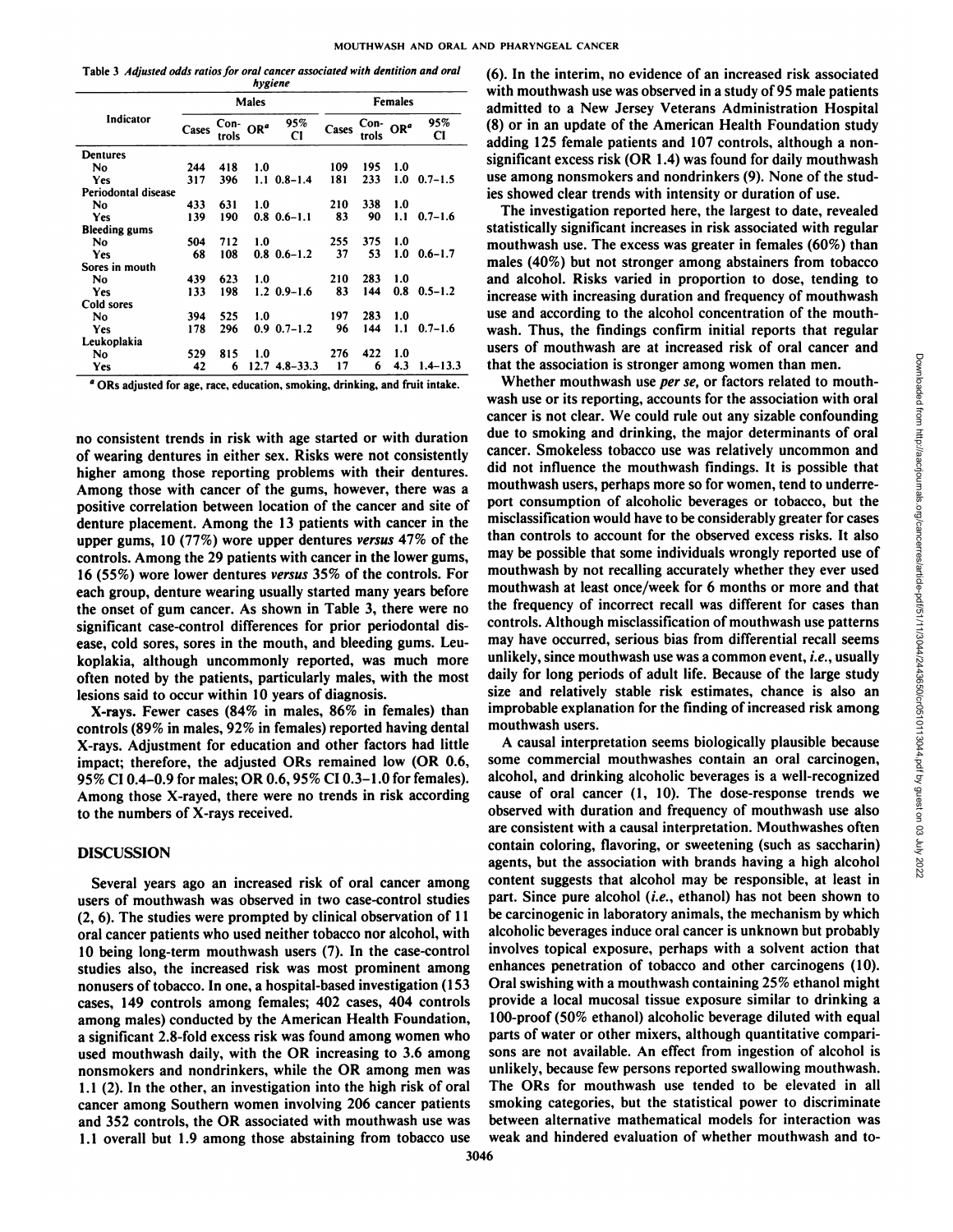Table 3 *Adjusted odds ratios for oral cancer associated with dentition and oral hygiene*

| Indicator | Males | | | | Females | | | |
|---|---|---|---|---|---|---|---|---|
| | Cases | Controls | OR[a] | 95% CI | Cases | Controls | OR[a] | 95% CI |
| Dentures | | | | | | | | |
| No | 244 | 418 | 1.0 | | 109 | 195 | 1.0 | |
| Yes | 317 | 396 | 1.1 | 0.8–1.4 | 181 | 233 | 1.0 | 0.7–1.5 |
| Periodontal disease | | | | | | | | |
| No | 433 | 631 | 1.0 | | 210 | 338 | 1.0 | |
| Yes | 139 | 190 | 0.8 | 0.6–1.1 | 83 | 90 | 1.1 | 0.7–1.6 |
| Bleeding gums | | | | | | | | |
| No | 504 | 712 | 1.0 | | 255 | 375 | 1.0 | |
| Yes | 68 | 108 | 0.8 | 0.6–1.2 | 37 | 53 | 1.0 | 0.6–1.7 |
| Sores in mouth | | | | | | | | |
| No | 439 | 623 | 1.0 | | 210 | 283 | 1.0 | |
| Yes | 133 | 198 | 1.2 | 0.9–1.6 | 83 | 144 | 0.8 | 0.5–1.2 |
| Cold sores | | | | | | | | |
| No | 394 | 525 | 1.0 | | 197 | 283 | 1.0 | |
| Yes | 178 | 296 | 0.9 | 0.7–1.2 | 96 | 144 | 1.1 | 0.7–1.6 |
| Leukoplakia | | | | | | | | |
| No | 529 | 815 | 1.0 | | 276 | 422 | 1.0 | |
| Yes | 42 | 6 | 12.7 | 4.8–33.3 | 17 | 6 | 4.3 | 1.4–13.3 |

[a] ORs adjusted for age, race, education, smoking, drinking, and fruit intake.

no consistent trends in risk with age started or with duration of wearing dentures in either sex. Risks were not consistently higher among those reporting problems with their dentures. Among those with cancer of the gums, however, there was a positive correlation between location of the cancer and site of denture placement. Among the 13 patients with cancer in the upper gums, 10 (77%) wore upper dentures *versus* 47% of the controls. Among the 29 patients with cancer in the lower gums, 16 (55%) wore lower dentures *versus* 35% of the controls. For each group, denture wearing usually started many years before the onset of gum cancer. As shown in Table 3, there were no significant case-control differences for prior periodontal disease, cold sores, sores in the mouth, and bleeding gums. Leukoplakia, although uncommonly reported, was much more often noted by the patients, particularly males, with the most lesions said to occur within 10 years of diagnosis.

**X-rays.** Fewer cases (84% in males, 86% in females) than controls (89% in males, 92% in females) reported having dental X-rays. Adjustment for education and other factors had little impact; therefore, the adjusted ORs remained low (OR 0.6, 95% CI 0.4–0.9 for males; OR 0.6, 95% CI 0.3–1.0 for females). Among those X-rayed, there were no trends in risk according to the numbers of X-rays received.

## DISCUSSION

Several years ago an increased risk of oral cancer among users of mouthwash was observed in two case-control studies (2, 6). The studies were prompted by clinical observation of 11 oral cancer patients who used neither tobacco nor alcohol, with 10 being long-term mouthwash users (7). In the case-control studies also, the increased risk was most prominent among nonusers of tobacco. In one, a hospital-based investigation (153 cases, 149 controls among females; 402 cases, 404 controls among males) conducted by the American Health Foundation, a significant 2.8-fold excess risk was found among women who used mouthwash daily, with the OR increasing to 3.6 among nonsmokers and nondrinkers, while the OR among men was 1.1 (2). In the other, an investigation into the high risk of oral cancer among Southern women involving 206 cancer patients and 352 controls, the OR associated with mouthwash use was 1.1 overall but 1.9 among those abstaining from tobacco use (6). In the interim, no evidence of an increased risk associated with mouthwash use was observed in a study of 95 male patients admitted to a New Jersey Veterans Administration Hospital (8) or in an update of the American Health Foundation study adding 125 female patients and 107 controls, although a nonsignificant excess risk (OR 1.4) was found for daily mouthwash use among nonsmokers and nondrinkers (9). None of the studies showed clear trends with intensity or duration of use.

The investigation reported here, the largest to date, revealed statistically significant increases in risk associated with regular mouthwash use. The excess was greater in females (60%) than males (40%) but not stronger among abstainers from tobacco and alcohol. Risks varied in proportion to dose, tending to increase with increasing duration and frequency of mouthwash use and according to the alcohol concentration of the mouthwash. Thus, the findings confirm initial reports that regular users of mouthwash are at increased risk of oral cancer and that the association is stronger among women than men.

Whether mouthwash use *per se*, or factors related to mouthwash use or its reporting, accounts for the association with oral cancer is not clear. We could rule out any sizable confounding due to smoking and drinking, the major determinants of oral cancer. Smokeless tobacco use was relatively uncommon and did not influence the mouthwash findings. It is possible that mouthwash users, perhaps more so for women, tend to underreport consumption of alcoholic beverages or tobacco, but the misclassification would have to be considerably greater for cases than controls to account for the observed excess risks. It also may be possible that some individuals wrongly reported use of mouthwash by not recalling accurately whether they ever used mouthwash at least once/week for 6 months or more and that the frequency of incorrect recall was different for cases than controls. Although misclassification of mouthwash use patterns may have occurred, serious bias from differential recall seems unlikely, since mouthwash use was a common event, *i.e.*, usually daily for long periods of adult life. Because of the large study size and relatively stable risk estimates, chance is also an improbable explanation for the finding of increased risk among mouthwash users.

A causal interpretation seems biologically plausible because some commercial mouthwashes contain an oral carcinogen, alcohol, and drinking alcoholic beverages is a well-recognized cause of oral cancer (1, 10). The dose-response trends we observed with duration and frequency of mouthwash use also are consistent with a causal interpretation. Mouthwashes often contain coloring, flavoring, or sweetening (such as saccharin) agents, but the association with brands having a high alcohol content suggests that alcohol may be responsible, at least in part. Since pure alcohol (*i.e.*, ethanol) has not been shown to be carcinogenic in laboratory animals, the mechanism by which alcoholic beverages induce oral cancer is unknown but probably involves topical exposure, perhaps with a solvent action that enhances penetration of tobacco and other carcinogens (10). Oral swishing with a mouthwash containing 25% ethanol might provide a local mucosal tissue exposure similar to drinking a 100-proof (50% ethanol) alcoholic beverage diluted with equal parts of water or other mixers, although quantitative comparisons are not available. An effect from ingestion of alcohol is unlikely, because few persons reported swallowing mouthwash. The ORs for mouthwash use tended to be elevated in all smoking categories, but the statistical power to discriminate between alternative mathematical models for interaction was weak and hindered evaluation of whether mouthwash and to-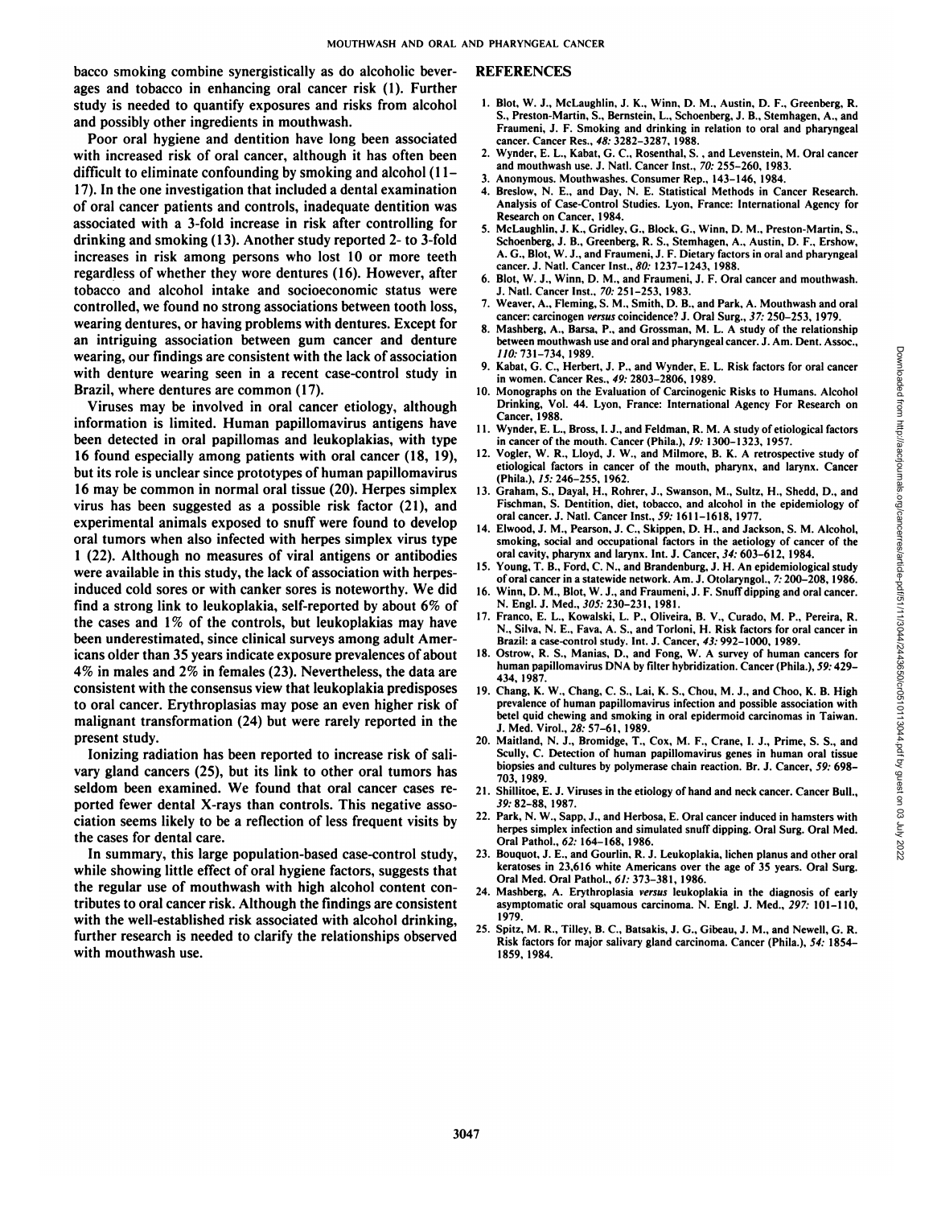bacco smoking combine synergistically as do alcoholic beverages and tobacco in enhancing oral cancer risk (1). Further study is needed to quantify exposures and risks from alcohol and possibly other ingredients in mouthwash.

Poor oral hygiene and dentition have long been associated with increased risk of oral cancer, although it has often been difficult to eliminate confounding by smoking and alcohol (11–17). In the one investigation that included a dental examination of oral cancer patients and controls, inadequate dentition was associated with a 3-fold increase in risk after controlling for drinking and smoking (13). Another study reported 2- to 3-fold increases in risk among persons who lost 10 or more teeth regardless of whether they wore dentures (16). However, after tobacco and alcohol intake and socioeconomic status were controlled, we found no strong associations between tooth loss, wearing dentures, or having problems with dentures. Except for an intriguing association between gum cancer and denture wearing, our findings are consistent with the lack of association with denture wearing seen in a recent case-control study in Brazil, where dentures are common (17).

Viruses may be involved in oral cancer etiology, although information is limited. Human papillomavirus antigens have been detected in oral papillomas and leukoplakias, with type 16 found especially among patients with oral cancer (18, 19), but its role is unclear since prototypes of human papillomavirus 16 may be common in normal oral tissue (20). Herpes simplex virus has been suggested as a possible risk factor (21), and experimental animals exposed to snuff were found to develop oral tumors when also infected with herpes simplex virus type 1 (22). Although no measures of viral antigens or antibodies were available in this study, the lack of association with herpes-induced cold sores or with canker sores is noteworthy. We did find a strong link to leukoplakia, self-reported by about 6% of the cases and 1% of the controls, but leukoplakias may have been underestimated, since clinical surveys among adult Americans older than 35 years indicate exposure prevalences of about 4% in males and 2% in females (23). Nevertheless, the data are consistent with the consensus view that leukoplakia predisposes to oral cancer. Erythroplasias may pose an even higher risk of malignant transformation (24) but were rarely reported in the present study.

Ionizing radiation has been reported to increase risk of salivary gland cancers (25), but its link to other oral tumors has seldom been examined. We found that oral cancer cases reported fewer dental X-rays than controls. This negative association seems likely to be a reflection of less frequent visits by the cases for dental care.

In summary, this large population-based case-control study, while showing little effect of oral hygiene factors, suggests that the regular use of mouthwash with high alcohol content contributes to oral cancer risk. Although the findings are consistent with the well-established risk associated with alcohol drinking, further research is needed to clarify the relationships observed with mouthwash use.

## REFERENCES

1. Blot, W. J., McLaughlin, J. K., Winn, D. M., Austin, D. F., Greenberg, R. S., Preston-Martin, S., Bernstein, L., Schoenberg, J. B., Stemhagen, A., and Fraumeni, J. F. Smoking and drinking in relation to oral and pharyngeal cancer. Cancer Res., *48:* 3282–3287, 1988.
2. Wynder, E. L., Kabat, G. C., Rosenthal, S. , and Levenstein, M. Oral cancer and mouthwash use. J. Natl. Cancer Inst., *70:* 255–260, 1983.
3. Anonymous. Mouthwashes. Consumer Rep., 143–146, 1984.
4. Breslow, N. E., and Day, N. E. Statistical Methods in Cancer Research. Analysis of Case-Control Studies. Lyon, France: International Agency for Research on Cancer, 1984.
5. McLaughlin, J. K., Gridley, G., Block, G., Winn, D. M., Preston-Martin, S., Schoenberg, J. B., Greenberg, R. S., Stemhagen, A., Austin, D. F., Ershow, A. G., Blot, W. J., and Fraumeni, J. F. Dietary factors in oral and pharyngeal cancer. J. Natl. Cancer Inst., *80:* 1237–1243, 1988.
6. Blot, W. J., Winn, D. M., and Fraumeni, J. F. Oral cancer and mouthwash. J. Natl. Cancer Inst., *70:* 251–253, 1983.
7. Weaver, A., Fleming, S. M., Smith, D. B., and Park, A. Mouthwash and oral cancer: carcinogen *versus* coincidence? J. Oral Surg., *37:* 250–253, 1979.
8. Mashberg, A., Barsa, P., and Grossman, M. L. A study of the relationship between mouthwash use and oral and pharyngeal cancer. J. Am. Dent. Assoc., *110:* 731–734, 1989.
9. Kabat, G. C., Herbert, J. P., and Wynder, E. L. Risk factors for oral cancer in women. Cancer Res., *49:* 2803–2806, 1989.
10. Monographs on the Evaluation of Carcinogenic Risks to Humans. Alcohol Drinking, Vol. 44. Lyon, France: International Agency For Research on Cancer, 1988.
11. Wynder, E. L., Bross, I. J., and Feldman, R. M. A study of etiological factors in cancer of the mouth. Cancer (Phila.), *19:* 1300–1323, 1957.
12. Vogler, W. R., Lloyd, J. W., and Milmore, B. K. A retrospective study of etiological factors in cancer of the mouth, pharynx, and larynx. Cancer (Phila.), *15:* 246–255, 1962.
13. Graham, S., Dayal, H., Rohrer, J., Swanson, M., Sultz, H., Shedd, D., and Fischman, S. Dentition, diet, tobacco, and alcohol in the epidemiology of oral cancer. J. Natl. Cancer Inst., *59:* 1611–1618, 1977.
14. Elwood, J. M., Pearson, J. C., Skippen, D. H., and Jackson, S. M. Alcohol, smoking, social and occupational factors in the aetiology of cancer of the oral cavity, pharynx and larynx. Int. J. Cancer, *34:* 603–612, 1984.
15. Young, T. B., Ford, C. N., and Brandenburg, J. H. An epidemiological study of oral cancer in a statewide network. Am. J. Otolaryngol., *7:* 200–208, 1986.
16. Winn, D. M., Blot, W. J., and Fraumeni, J. F. Snuff dipping and oral cancer. N. Engl. J. Med., *305:* 230–231, 1981.
17. Franco, E. L., Kowalski, L. P., Oliveira, B. V., Curado, M. P., Pereira, R. N., Silva, N. E., Fava, A. S., and Torloni, H. Risk factors for oral cancer in Brazil: a case-control study. Int. J. Cancer, *43:* 992–1000, 1989.
18. Ostrow, R. S., Manias, D., and Fong, W. A survey of human cancers for human papillomavirus DNA by filter hybridization. Cancer (Phila.), *59:* 429–434, 1987.
19. Chang, K. W., Chang, C. S., Lai, K. S., Chou, M. J., and Choo, K. B. High prevalence of human papillomavirus infection and possible association with betel quid chewing and smoking in oral epidermoid carcinomas in Taiwan. J. Med. Virol., *28:* 57–61, 1989.
20. Maitland, N. J., Bromidge, T., Cox, M. F., Crane, I. J., Prime, S. S., and Scully, C. Detection of human papillomavirus genes in human oral tissue biopsies and cultures by polymerase chain reaction. Br. J. Cancer, *59:* 698–703, 1989.
21. Shillitoe, E. J. Viruses in the etiology of hand and neck cancer. Cancer Bull., *39:* 82–88, 1987.
22. Park, N. W., Sapp, J., and Herbosa, E. Oral cancer induced in hamsters with herpes simplex infection and simulated snuff dipping. Oral Surg. Oral Med. Oral Pathol., *62:* 164–168, 1986.
23. Bouquot, J. E., and Gourlin, R. J. Leukoplakia, lichen planus and other oral keratoses in 23,616 white Americans over the age of 35 years. Oral Surg. Oral Med. Oral Pathol., *61:* 373–381, 1986.
24. Mashberg, A. Erythroplasia *versus* leukoplakia in the diagnosis of early asymptomatic oral squamous carcinoma. N. Engl. J. Med., *297:* 101–110, 1979.
25. Spitz, M. R., Tilley, B. C., Batsakis, J. G., Gibeau, J. M., and Newell, G. R. Risk factors for major salivary gland carcinoma. Cancer (Phila.), *54:* 1854–1859, 1984.